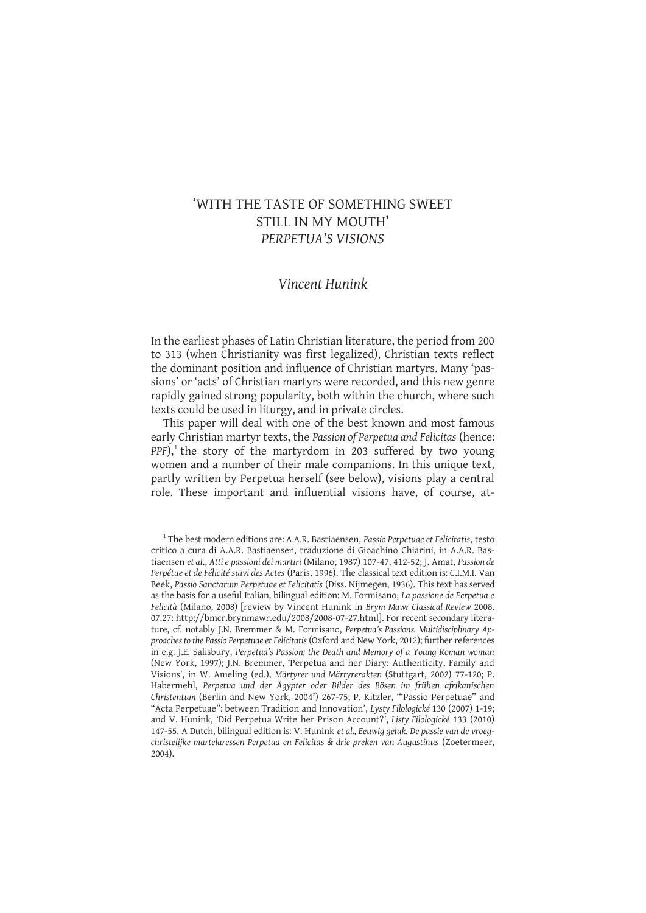# 'WITH THE TASTE OF SOMETHING SWEET STILL IN MY MOUTH' *PERPETUA'S VISIONS*

### *Vincent Hunink*

In the earliest phases of Latin Christian literature, the period from 200 to 313 (when Christianity was first legalized), Christian texts reflect the dominant position and influence of Christian martyrs. Many 'passions' or 'acts' of Christian martyrs were recorded, and this new genre rapidly gained strong popularity, both within the church, where such texts could be used in liturgy, and in private circles.

This paper will deal with one of the best known and most famous early Christian martyr texts, the *Passion of Perpetua and Felicitas* (hence: *PPF*),[1] the story of the martyrdom in 203 suffered by two young women and a number of their male companions. In this unique text, partly written by Perpetua herself (see below), visions play a central role. These important and influential visions have, of course, at-

[1] The best modern editions are: A.A.R. Bastiaensen, *Passio Perpetuae et Felicitatis*, testo critico a cura di A.A.R. Bastiaensen, traduzione di Gioachino Chiarini, in A.A.R. Bastiaensen *et al*., *Atti e passioni dei martiri* (Milano, 1987) 107-47, 412-52; J. Amat, *Passion de Perpétue et de Félicité suivi des Actes* (Paris, 1996). The classical text edition is: C.I.M.I. Van Beek, *Passio Sanctarum Perpetuae et Felicitatis* (Diss. Nijmegen, 1936). This text has served as the basis for a useful Italian, bilingual edition: M. Formisano, *La passione de Perpetua e Felicità* (Milano, 2008) [review by Vincent Hunink in *Brym Mawr Classical Review* 2008.07.27: http://bmcr.brynmawr.edu/2008/2008-07-27.html]. For recent secondary literature, cf. notably J.N. Bremmer & M. Formisano, *Perpetua's Passions. Multidisciplinary Approaches to the Passio Perpetuae et Felicitatis* (Oxford and New York, 2012); further references in e.g. J.E. Salisbury, *Perpetua's Passion; the Death and Memory of a Young Roman woman* (New York, 1997); J.N. Bremmer, 'Perpetua and her Diary: Authenticity, Family and Visions', in W. Ameling (ed.), *Märtyrer und Märtyrerakten* (Stuttgart, 2002) 77-120; P. Habermehl, *Perpetua und der Ägypter oder Bilder des Bösen im frühen afrikanischen Christentum* (Berlin and New York, 2004[2]) 267-75; P. Kitzler, '"Passio Perpetuae" and "Acta Perpetuae": between Tradition and Innovation', *Lysty Filologické* 130 (2007) 1-19; and V. Hunink, 'Did Perpetua Write her Prison Account?', *Listy Filologické* 133 (2010) 147-55. A Dutch, bilingual edition is: V. Hunink *et al., Eeuwig geluk. De passie van de vroegchristelijke martelaressen Perpetua en Felicitas & drie preken van Augustinus* (Zoetermeer, 2004).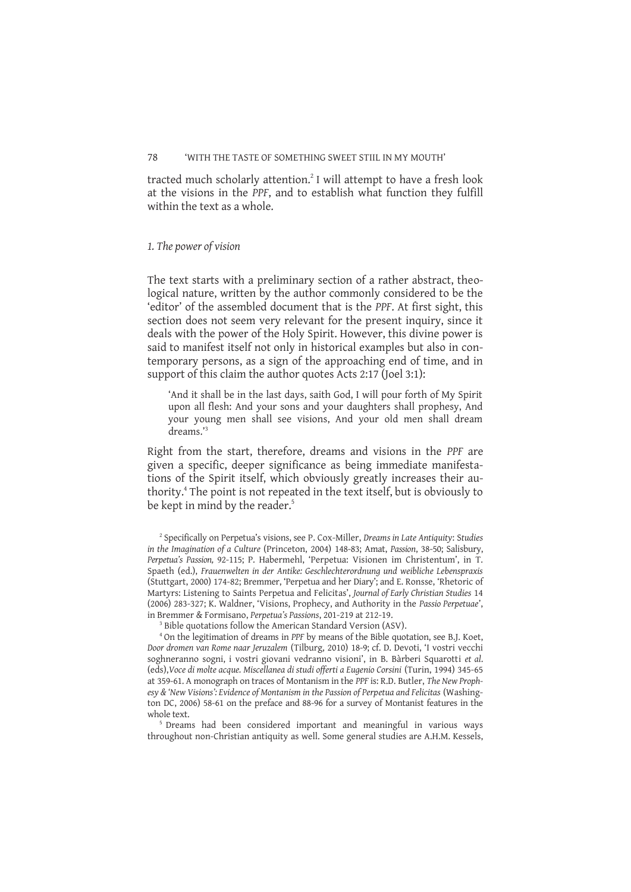tracted much scholarly attention.[2] I will attempt to have a fresh look at the visions in the *PPF*, and to establish what function they fulfill within the text as a whole.

### *1. The power of vision*

The text starts with a preliminary section of a rather abstract, theological nature, written by the author commonly considered to be the 'editor' of the assembled document that is the *PPF*. At first sight, this section does not seem very relevant for the present inquiry, since it deals with the power of the Holy Spirit. However, this divine power is said to manifest itself not only in historical examples but also in contemporary persons, as a sign of the approaching end of time, and in support of this claim the author quotes Acts 2:17 (Joel 3:1):

> 'And it shall be in the last days, saith God, I will pour forth of My Spirit upon all flesh: And your sons and your daughters shall prophesy, And your young men shall see visions, And your old men shall dream dreams.'[3]

Right from the start, therefore, dreams and visions in the *PPF* are given a specific, deeper significance as being immediate manifestations of the Spirit itself, which obviously greatly increases their authority.[4] The point is not repeated in the text itself, but is obviously to be kept in mind by the reader.[5]

[2] Specifically on Perpetua's visions, see P. Cox-Miller, *Dreams in Late Antiquity: Studies in the Imagination of a Culture* (Princeton, 2004) 148-83; Amat, *Passion*, 38-50; Salisbury, *Perpetua's Passion,* 92-115; P. Habermehl, 'Perpetua: Visionen im Christentum', in T. Spaeth (ed.), *Frauenwelten in der Antike: Geschlechterordnung und weibliche Lebenspraxis* (Stuttgart, 2000) 174-82; Bremmer, 'Perpetua and her Diary'; and E. Ronsse, 'Rhetoric of Martyrs: Listening to Saints Perpetua and Felicitas', *Journal of Early Christian Studies* 14 (2006) 283-327; K. Waldner, 'Visions, Prophecy, and Authority in the *Passio Perpetuae*', in Bremmer & Formisano, *Perpetua's Passions*, 201-219 at 212-19.

[3] Bible quotations follow the American Standard Version (ASV).

[4] On the legitimation of dreams in *PPF* by means of the Bible quotation, see B.J. Koet, *Door dromen van Rome naar Jeruzalem* (Tilburg, 2010) 18-9; cf. D. Devoti, 'I vostri vecchi sogneranno sogni, i vostri giovani vedranno visioni', in B. Bàrberi Squarotti *et al.* (eds),*Voce di molte acque. Miscellanea di studi offerti a Eugenio Corsini* (Turin, 1994) 345-65 at 359-61. A monograph on traces of Montanism in the *PPF* is: R.D. Butler, *The New Prophesy & 'New Visions': Evidence of Montanism in the Passion of Perpetua and Felicitas* (Washington DC, 2006) 58-61 on the preface and 88-96 for a survey of Montanist features in the whole text.

[5] Dreams had been considered important and meaningful in various ways throughout non-Christian antiquity as well. Some general studies are A.H.M. Kessels,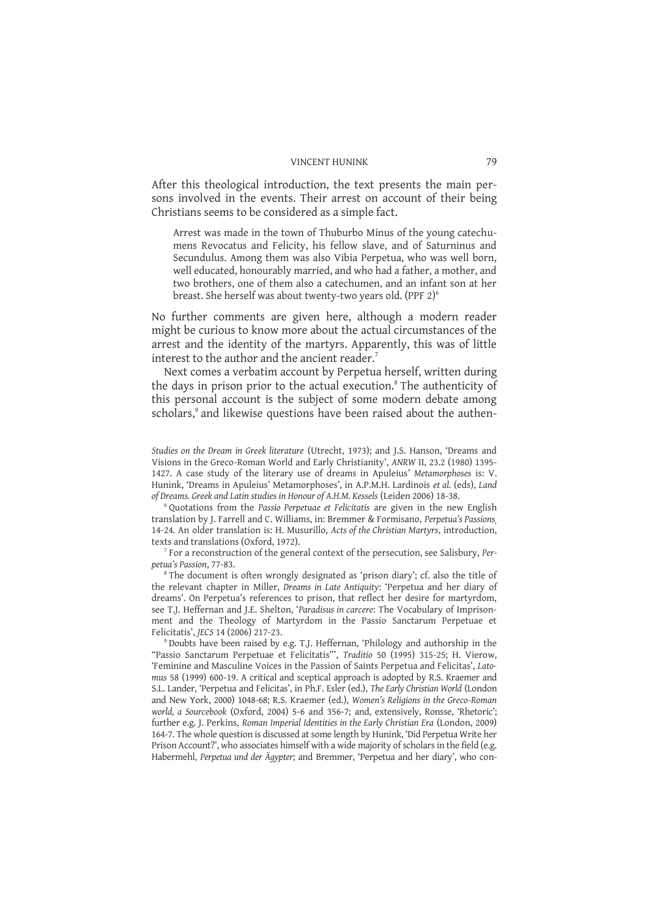After this theological introduction, the text presents the main persons involved in the events. Their arrest on account of their being Christians seems to be considered as a simple fact.

> Arrest was made in the town of Thuburbo Minus of the young catechumens Revocatus and Felicity, his fellow slave, and of Saturninus and Secundulus. Among them was also Vibia Perpetua, who was well born, well educated, honourably married, and who had a father, a mother, and two brothers, one of them also a catechumen, and an infant son at her breast. She herself was about twenty-two years old. (PPF 2)[6]

No further comments are given here, although a modern reader might be curious to know more about the actual circumstances of the arrest and the identity of the martyrs. Apparently, this was of little interest to the author and the ancient reader.[7]

Next comes a verbatim account by Perpetua herself, written during the days in prison prior to the actual execution.[8] The authenticity of this personal account is the subject of some modern debate among scholars,[9] and likewise questions have been raised about the authen-

---

*Studies on the Dream in Greek literature* (Utrecht, 1973); and J.S. Hanson, 'Dreams and Visions in the Greco-Roman World and Early Christianity', *ANRW* II, 23.2 (1980) 1395-1427. A case study of the literary use of dreams in Apuleius' *Metamorphoses* is: V. Hunink, 'Dreams in Apuleius' Metamorphoses', in A.P.M.H. Lardinois *et al.* (eds), *Land of Dreams. Greek and Latin studies in Honour of A.H.M. Kessels* (Leiden 2006) 18-38.

[6] Quotations from the *Passio Perpetuae et Felicitatis* are given in the new English translation by J. Farrell and C. Williams, in: Bremmer & Formisano, *Perpetua's Passions*, 14-24. An older translation is: H. Musurillo, *Acts of the Christian Martyrs*, introduction, texts and translations (Oxford, 1972).

[7] For a reconstruction of the general context of the persecution, see Salisbury, *Perpetua's Passion*, 77-83.

[8] The document is often wrongly designated as 'prison diary'; cf. also the title of the relevant chapter in Miller, *Dreams in Late Antiquity*: 'Perpetua and her diary of dreams'. On Perpetua's references to prison, that reflect her desire for martyrdom, see T.J. Heffernan and J.E. Shelton, '*Paradisus in carcere*: The Vocabulary of Imprisonment and the Theology of Martyrdom in the Passio Sanctarum Perpetuae et Felicitatis', *JECS* 14 (2006) 217-23.

[9] Doubts have been raised by e.g. T.J. Heffernan, 'Philology and authorship in the "Passio Sanctarum Perpetuae et Felicitatis"', *Traditio* 50 (1995) 315-25; H. Vierow, 'Feminine and Masculine Voices in the Passion of Saints Perpetua and Felicitas', *Latomus* 58 (1999) 600-19. A critical and sceptical approach is adopted by R.S. Kraemer and S.L. Lander, 'Perpetua and Felicitas', in Ph.F. Esler (ed.), *The Early Christian World* (London and New York, 2000) 1048-68; R.S. Kraemer (ed.), *Women's Religions in the Greco-Roman world, a Sourcebook* (Oxford, 2004) 5-6 and 356-7; and, extensively, Ronsse, 'Rhetoric'; further e.g. J. Perkins, *Roman Imperial Identities in the Early Christian Era* (London, 2009) 164-7. The whole question is discussed at some length by Hunink, 'Did Perpetua Write her Prison Account?', who associates himself with a wide majority of scholars in the field (e.g. Habermehl, *Perpetua und der Ägypter*; and Bremmer, 'Perpetua and her diary', who con-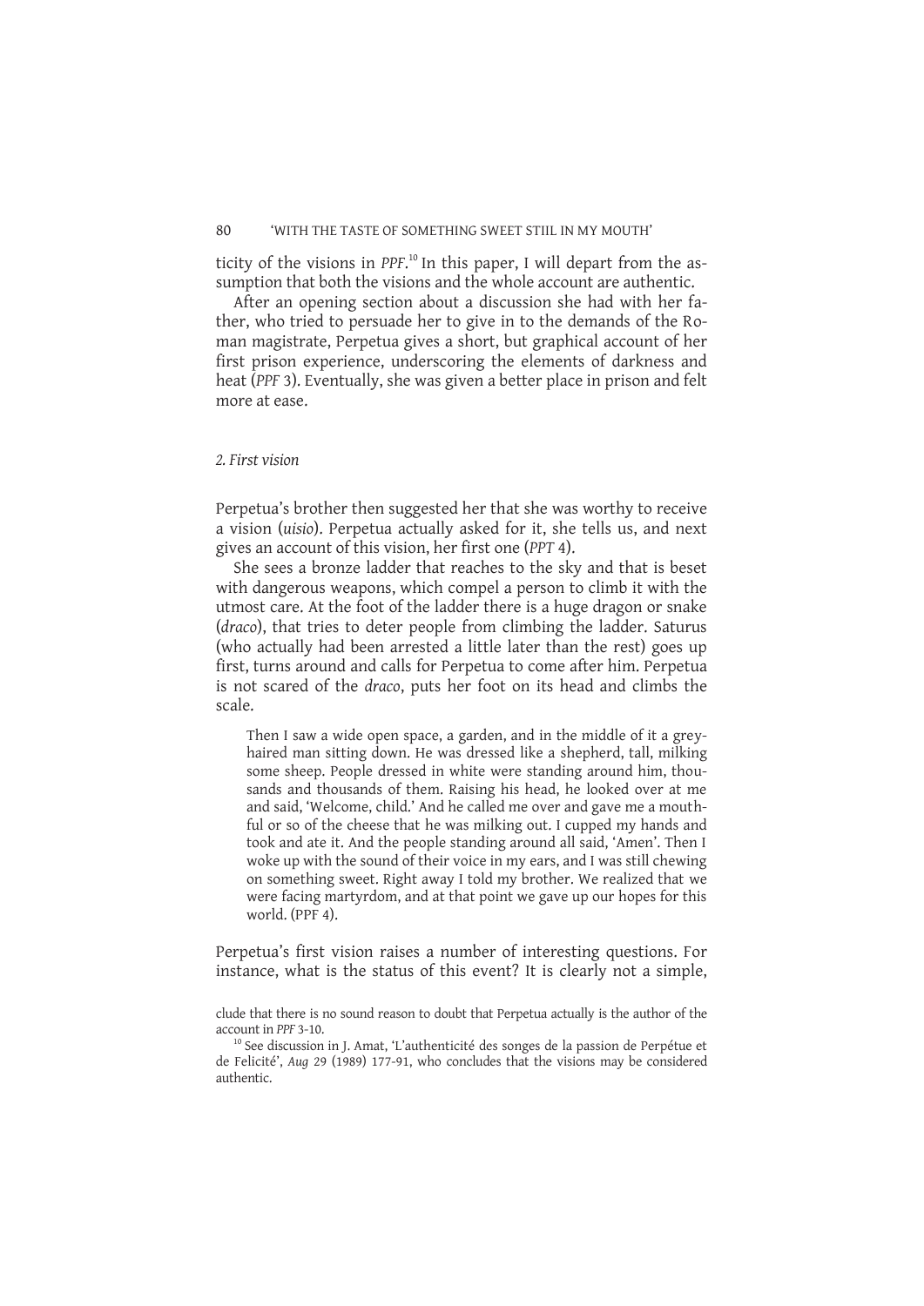ticity of the visions in *PPF*.[10] In this paper, I will depart from the assumption that both the visions and the whole account are authentic.

After an opening section about a discussion she had with her father, who tried to persuade her to give in to the demands of the Roman magistrate, Perpetua gives a short, but graphical account of her first prison experience, underscoring the elements of darkness and heat (*PPF* 3). Eventually, she was given a better place in prison and felt more at ease.

*2. First vision*

Perpetua's brother then suggested her that she was worthy to receive a vision (*uisio*). Perpetua actually asked for it, she tells us, and next gives an account of this vision, her first one (*PPT* 4).

She sees a bronze ladder that reaches to the sky and that is beset with dangerous weapons, which compel a person to climb it with the utmost care. At the foot of the ladder there is a huge dragon or snake (*draco*), that tries to deter people from climbing the ladder. Saturus (who actually had been arrested a little later than the rest) goes up first, turns around and calls for Perpetua to come after him. Perpetua is not scared of the *draco*, puts her foot on its head and climbs the scale.

> Then I saw a wide open space, a garden, and in the middle of it a grey-haired man sitting down. He was dressed like a shepherd, tall, milking some sheep. People dressed in white were standing around him, thousands and thousands of them. Raising his head, he looked over at me and said, 'Welcome, child.' And he called me over and gave me a mouthful or so of the cheese that he was milking out. I cupped my hands and took and ate it. And the people standing around all said, 'Amen'. Then I woke up with the sound of their voice in my ears, and I was still chewing on something sweet. Right away I told my brother. We realized that we were facing martyrdom, and at that point we gave up our hopes for this world. (PPF 4).

Perpetua's first vision raises a number of interesting questions. For instance, what is the status of this event? It is clearly not a simple,

clude that there is no sound reason to doubt that Perpetua actually is the author of the account in *PPF* 3-10.

[10] See discussion in J. Amat, 'L'authenticité des songes de la passion de Perpétue et de Felicité', *Aug* 29 (1989) 177-91, who concludes that the visions may be considered authentic.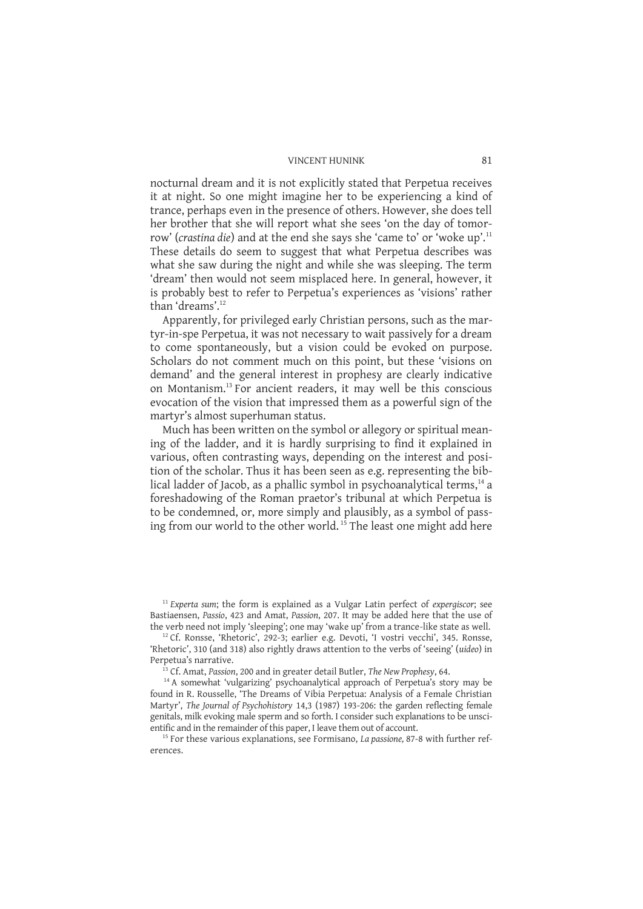nocturnal dream and it is not explicitly stated that Perpetua receives it at night. So one might imagine her to be experiencing a kind of trance, perhaps even in the presence of others. However, she does tell her brother that she will report what she sees 'on the day of tomorrow' (*crastina die*) and at the end she says she 'came to' or 'woke up'.[11] These details do seem to suggest that what Perpetua describes was what she saw during the night and while she was sleeping. The term 'dream' then would not seem misplaced here. In general, however, it is probably best to refer to Perpetua's experiences as 'visions' rather than 'dreams'.[12]

Apparently, for privileged early Christian persons, such as the martyr-in-spe Perpetua, it was not necessary to wait passively for a dream to come spontaneously, but a vision could be evoked on purpose. Scholars do not comment much on this point, but these 'visions on demand' and the general interest in prophesy are clearly indicative on Montanism.[13] For ancient readers, it may well be this conscious evocation of the vision that impressed them as a powerful sign of the martyr's almost superhuman status.

Much has been written on the symbol or allegory or spiritual meaning of the ladder, and it is hardly surprising to find it explained in various, often contrasting ways, depending on the interest and position of the scholar. Thus it has been seen as e.g. representing the biblical ladder of Jacob, as a phallic symbol in psychoanalytical terms,[14] a foreshadowing of the Roman praetor's tribunal at which Perpetua is to be condemned, or, more simply and plausibly, as a symbol of passing from our world to the other world.[15] The least one might add here

---

[11] *Experta sum*; the form is explained as a Vulgar Latin perfect of *expergiscor*; see Bastiaensen, *Passio*, 423 and Amat, *Passion*, 207. It may be added here that the use of the verb need not imply 'sleeping'; one may 'wake up' from a trance-like state as well.

[12] Cf. Ronsse, 'Rhetoric', 292-3; earlier e.g. Devoti, 'I vostri vecchi', 345. Ronsse, 'Rhetoric', 310 (and 318) also rightly draws attention to the verbs of 'seeing' (*uideo*) in Perpetua's narrative.

[13] Cf. Amat, *Passion*, 200 and in greater detail Butler, *The New Prophesy*, 64.

[14] A somewhat 'vulgarizing' psychoanalytical approach of Perpetua's story may be found in R. Rousselle, 'The Dreams of Vibia Perpetua: Analysis of a Female Christian Martyr', *The Journal of Psychohistory* 14,3 (1987) 193-206: the garden reflecting female genitals, milk evoking male sperm and so forth. I consider such explanations to be unscientific and in the remainder of this paper, I leave them out of account.

[15] For these various explanations, see Formisano, *La passione,* 87-8 with further references.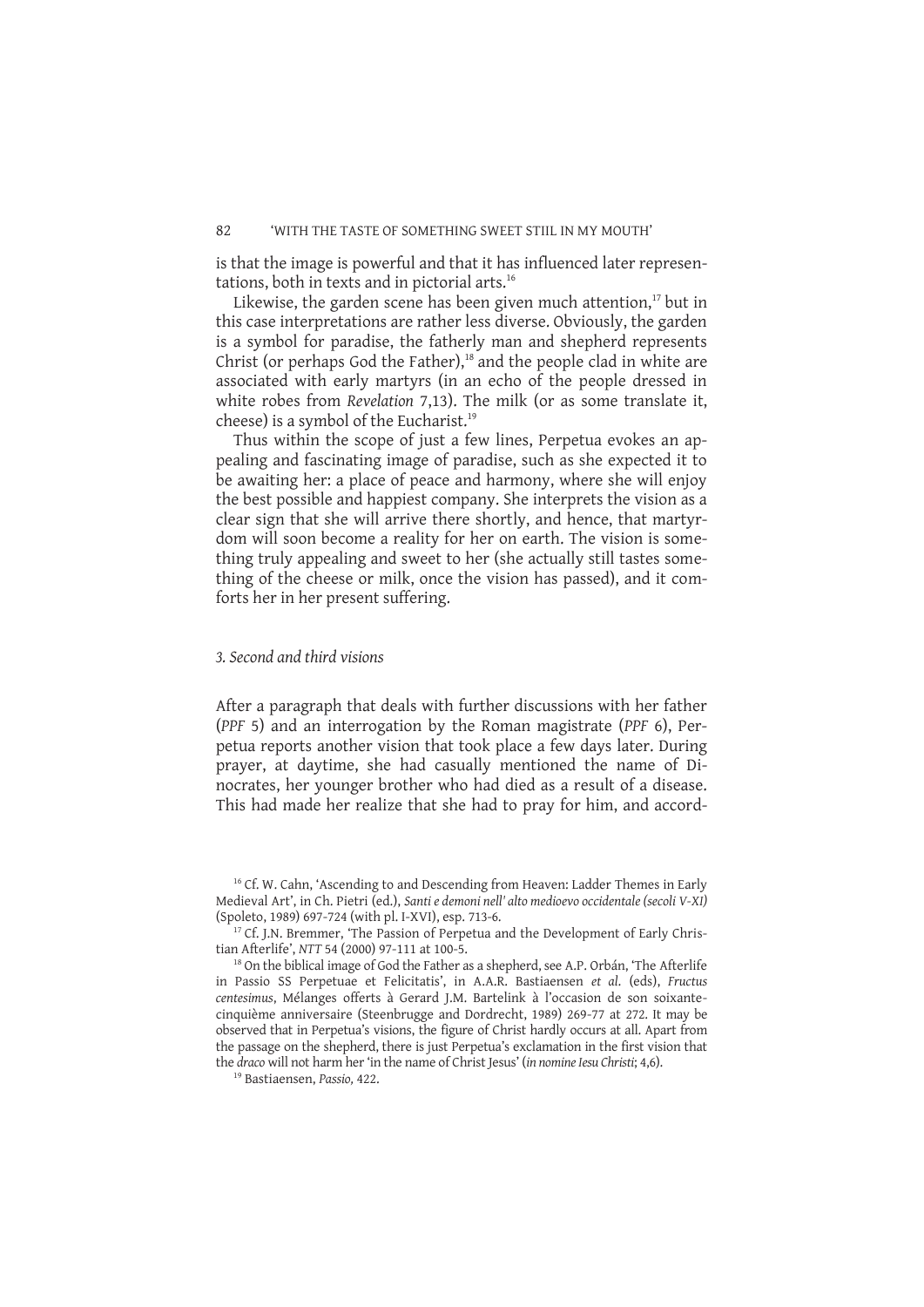is that the image is powerful and that it has influenced later representations, both in texts and in pictorial arts.[16]

Likewise, the garden scene has been given much attention,[17] but in this case interpretations are rather less diverse. Obviously, the garden is a symbol for paradise, the fatherly man and shepherd represents Christ (or perhaps God the Father),[18] and the people clad in white are associated with early martyrs (in an echo of the people dressed in white robes from *Revelation* 7,13). The milk (or as some translate it, cheese) is a symbol of the Eucharist.[19]

Thus within the scope of just a few lines, Perpetua evokes an appealing and fascinating image of paradise, such as she expected it to be awaiting her: a place of peace and harmony, where she will enjoy the best possible and happiest company. She interprets the vision as a clear sign that she will arrive there shortly, and hence, that martyrdom will soon become a reality for her on earth. The vision is something truly appealing and sweet to her (she actually still tastes something of the cheese or milk, once the vision has passed), and it comforts her in her present suffering.

### *3. Second and third visions*

After a paragraph that deals with further discussions with her father (*PPF* 5) and an interrogation by the Roman magistrate (*PPF* 6), Perpetua reports another vision that took place a few days later. During prayer, at daytime, she had casually mentioned the name of Dinocrates, her younger brother who had died as a result of a disease. This had made her realize that she had to pray for him, and accord-

[16] Cf. W. Cahn, 'Ascending to and Descending from Heaven: Ladder Themes in Early Medieval Art', in Ch. Pietri (ed.), *Santi e demoni nell' alto medioevo occidentale (secoli V-XI)* (Spoleto, 1989) 697-724 (with pl. I-XVI), esp. 713-6.

[17] Cf. J.N. Bremmer, 'The Passion of Perpetua and the Development of Early Christian Afterlife', *NTT* 54 (2000) 97-111 at 100-5.

[18] On the biblical image of God the Father as a shepherd, see A.P. Orbán, 'The Afterlife in Passio SS Perpetuae et Felicitatis', in A.A.R. Bastiaensen *et al.* (eds), *Fructus centesimus*, Mélanges offerts à Gerard J.M. Bartelink à l'occasion de son soixante-cinquième anniversaire (Steenbrugge and Dordrecht, 1989) 269-77 at 272. It may be observed that in Perpetua's visions, the figure of Christ hardly occurs at all. Apart from the passage on the shepherd, there is just Perpetua's exclamation in the first vision that the *draco* will not harm her 'in the name of Christ Jesus' (*in nomine Iesu Christi*; 4,6).

[19] Bastiaensen, *Passio*, 422.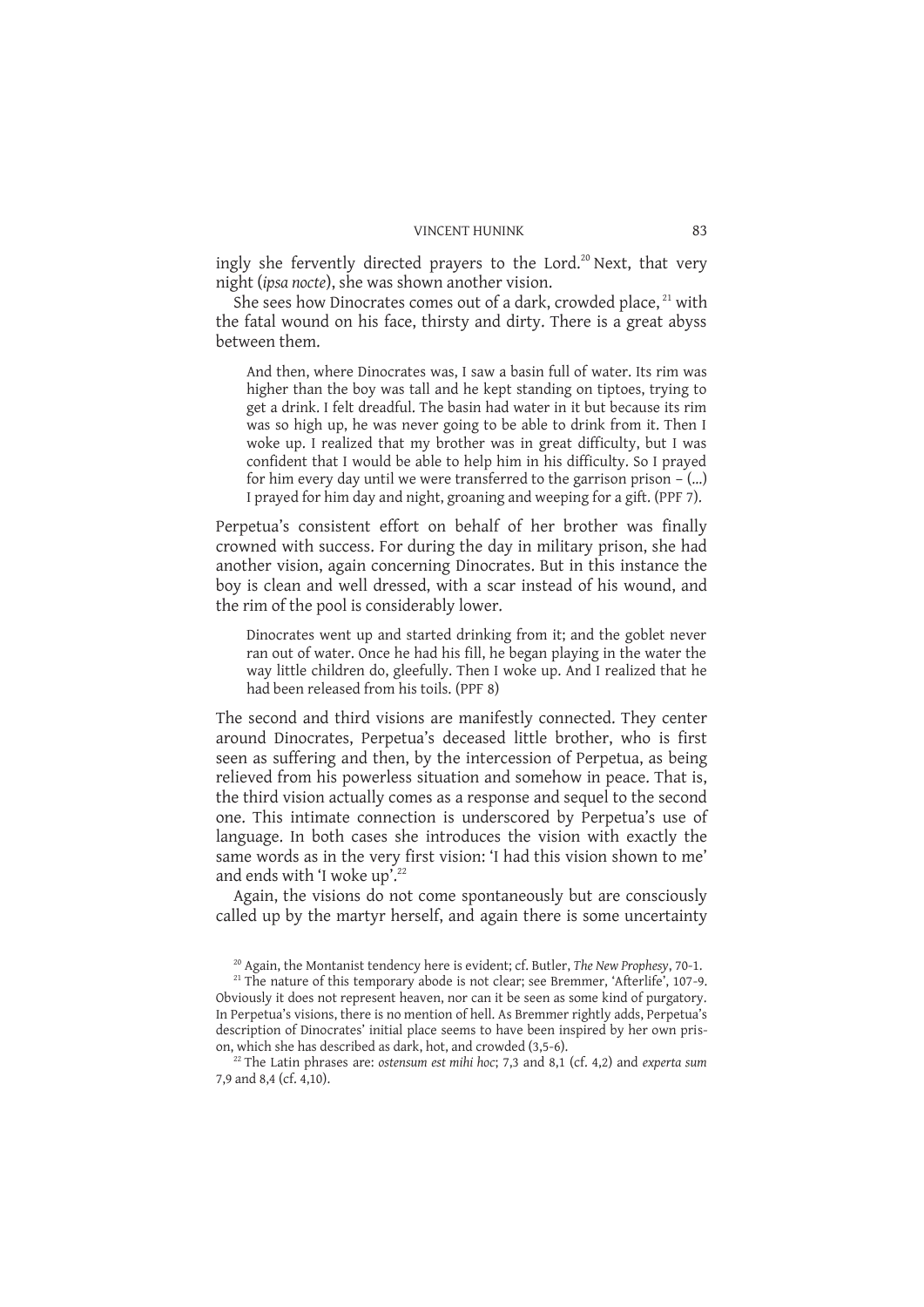ingly she fervently directed prayers to the Lord.[20] Next, that very night (*ipsa nocte*), she was shown another vision.

She sees how Dinocrates comes out of a dark, crowded place,[21] with the fatal wound on his face, thirsty and dirty. There is a great abyss between them.

> And then, where Dinocrates was, I saw a basin full of water. Its rim was higher than the boy was tall and he kept standing on tiptoes, trying to get a drink. I felt dreadful. The basin had water in it but because its rim was so high up, he was never going to be able to drink from it. Then I woke up. I realized that my brother was in great difficulty, but I was confident that I would be able to help him in his difficulty. So I prayed for him every day until we were transferred to the garrison prison – (...) I prayed for him day and night, groaning and weeping for a gift. (PPF 7).

Perpetua's consistent effort on behalf of her brother was finally crowned with success. For during the day in military prison, she had another vision, again concerning Dinocrates. But in this instance the boy is clean and well dressed, with a scar instead of his wound, and the rim of the pool is considerably lower.

> Dinocrates went up and started drinking from it; and the goblet never ran out of water. Once he had his fill, he began playing in the water the way little children do, gleefully. Then I woke up. And I realized that he had been released from his toils. (PPF 8)

The second and third visions are manifestly connected. They center around Dinocrates, Perpetua's deceased little brother, who is first seen as suffering and then, by the intercession of Perpetua, as being relieved from his powerless situation and somehow in peace. That is, the third vision actually comes as a response and sequel to the second one. This intimate connection is underscored by Perpetua's use of language. In both cases she introduces the vision with exactly the same words as in the very first vision: 'I had this vision shown to me' and ends with 'I woke up'.[22]

Again, the visions do not come spontaneously but are consciously called up by the martyr herself, and again there is some uncertainty

---

[20] Again, the Montanist tendency here is evident; cf. Butler, *The New Prophesy*, 70-1.

[21] The nature of this temporary abode is not clear; see Bremmer, 'Afterlife', 107-9. Obviously it does not represent heaven, nor can it be seen as some kind of purgatory. In Perpetua's visions, there is no mention of hell. As Bremmer rightly adds, Perpetua's description of Dinocrates' initial place seems to have been inspired by her own prison, which she has described as dark, hot, and crowded (3,5-6).

[22] The Latin phrases are: *ostensum est mihi hoc*; 7,3 and 8,1 (cf. 4,2) and *experta sum* 7,9 and 8,4 (cf. 4,10).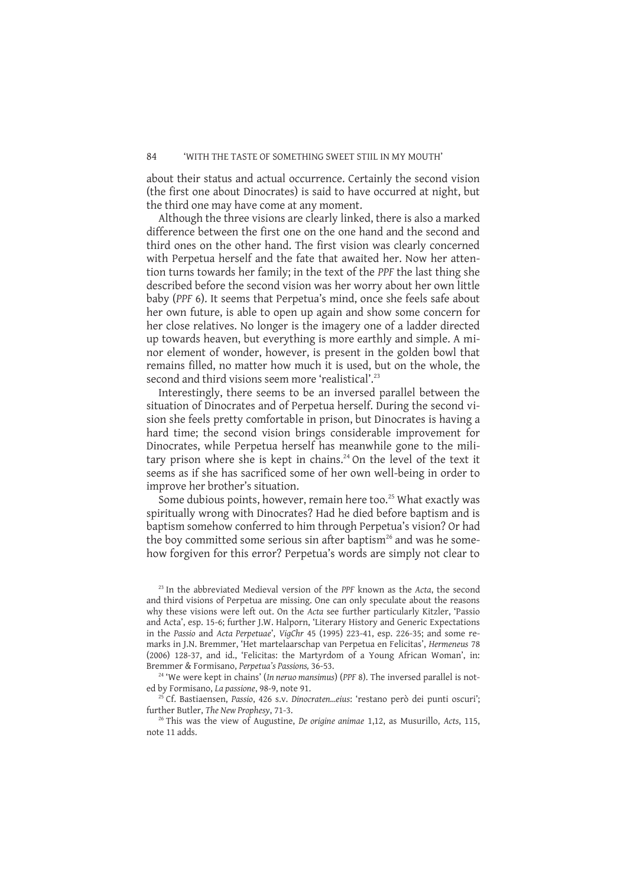about their status and actual occurrence. Certainly the second vision (the first one about Dinocrates) is said to have occurred at night, but the third one may have come at any moment.

Although the three visions are clearly linked, there is also a marked difference between the first one on the one hand and the second and third ones on the other hand. The first vision was clearly concerned with Perpetua herself and the fate that awaited her. Now her attention turns towards her family; in the text of the *PPF* the last thing she described before the second vision was her worry about her own little baby (*PPF* 6). It seems that Perpetua's mind, once she feels safe about her own future, is able to open up again and show some concern for her close relatives. No longer is the imagery one of a ladder directed up towards heaven, but everything is more earthly and simple. A minor element of wonder, however, is present in the golden bowl that remains filled, no matter how much it is used, but on the whole, the second and third visions seem more 'realistical'.[23]

Interestingly, there seems to be an inversed parallel between the situation of Dinocrates and of Perpetua herself. During the second vision she feels pretty comfortable in prison, but Dinocrates is having a hard time; the second vision brings considerable improvement for Dinocrates, while Perpetua herself has meanwhile gone to the military prison where she is kept in chains.[24] On the level of the text it seems as if she has sacrificed some of her own well-being in order to improve her brother's situation.

Some dubious points, however, remain here too.[25] What exactly was spiritually wrong with Dinocrates? Had he died before baptism and is baptism somehow conferred to him through Perpetua's vision? Or had the boy committed some serious sin after baptism[26] and was he somehow forgiven for this error? Perpetua's words are simply not clear to

[23] In the abbreviated Medieval version of the *PPF* known as the *Acta*, the second and third visions of Perpetua are missing. One can only speculate about the reasons why these visions were left out. On the *Acta* see further particularly Kitzler, 'Passio and Acta', esp. 15-6; further J.W. Halporn, 'Literary History and Generic Expectations in the *Passio* and *Acta Perpetuae*', *VigChr* 45 (1995) 223-41, esp. 226-35; and some remarks in J.N. Bremmer, 'Het martelaarschap van Perpetua en Felicitas', *Hermeneus* 78 (2006) 128-37, and id., 'Felicitas: the Martyrdom of a Young African Woman', in: Bremmer & Formisano, *Perpetua's Passions,* 36-53.

[24] 'We were kept in chains' (*In neruo mansimus*) (*PPF* 8). The inversed parallel is noted by Formisano, *La passione*, 98-9, note 91.

[25] Cf. Bastiaensen, *Passio*, 426 s.v. *Dinocraten...eius*: 'restano però dei punti oscuri'; further Butler, *The New Prophesy*, 71-3.

[26] This was the view of Augustine, *De origine animae* 1,12, as Musurillo, *Acts*, 115, note 11 adds.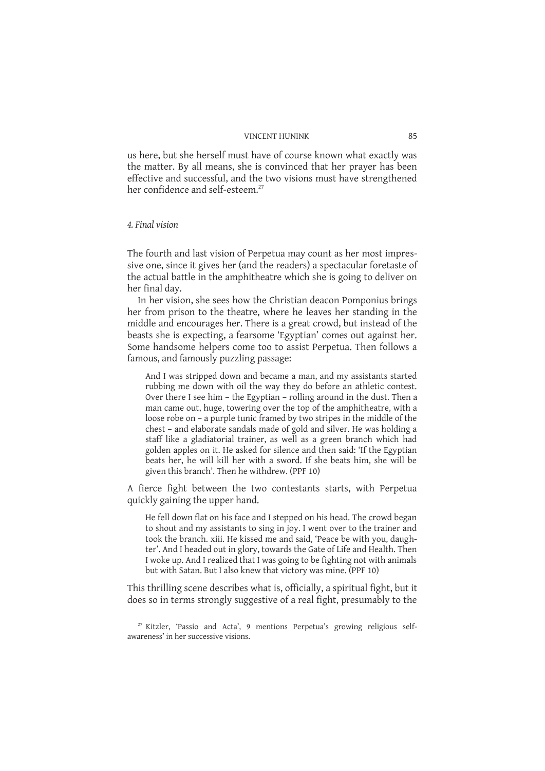us here, but she herself must have of course known what exactly was the matter. By all means, she is convinced that her prayer has been effective and successful, and the two visions must have strengthened her confidence and self-esteem.[27]

### *4. Final vision*

The fourth and last vision of Perpetua may count as her most impressive one, since it gives her (and the readers) a spectacular foretaste of the actual battle in the amphitheatre which she is going to deliver on her final day.

In her vision, she sees how the Christian deacon Pomponius brings her from prison to the theatre, where he leaves her standing in the middle and encourages her. There is a great crowd, but instead of the beasts she is expecting, a fearsome 'Egyptian' comes out against her. Some handsome helpers come too to assist Perpetua. Then follows a famous, and famously puzzling passage:

> And I was stripped down and became a man, and my assistants started rubbing me down with oil the way they do before an athletic contest. Over there I see him – the Egyptian – rolling around in the dust. Then a man came out, huge, towering over the top of the amphitheatre, with a loose robe on – a purple tunic framed by two stripes in the middle of the chest – and elaborate sandals made of gold and silver. He was holding a staff like a gladiatorial trainer, as well as a green branch which had golden apples on it. He asked for silence and then said: 'If the Egyptian beats her, he will kill her with a sword. If she beats him, she will be given this branch'. Then he withdrew. (PPF 10)

A fierce fight between the two contestants starts, with Perpetua quickly gaining the upper hand.

> He fell down flat on his face and I stepped on his head. The crowd began to shout and my assistants to sing in joy. I went over to the trainer and took the branch. xiii. He kissed me and said, 'Peace be with you, daughter'. And I headed out in glory, towards the Gate of Life and Health. Then I woke up. And I realized that I was going to be fighting not with animals but with Satan. But I also knew that victory was mine. (PPF 10)

This thrilling scene describes what is, officially, a spiritual fight, but it does so in terms strongly suggestive of a real fight, presumably to the

[27] Kitzler, 'Passio and Acta', 9 mentions Perpetua's growing religious self-awareness' in her successive visions.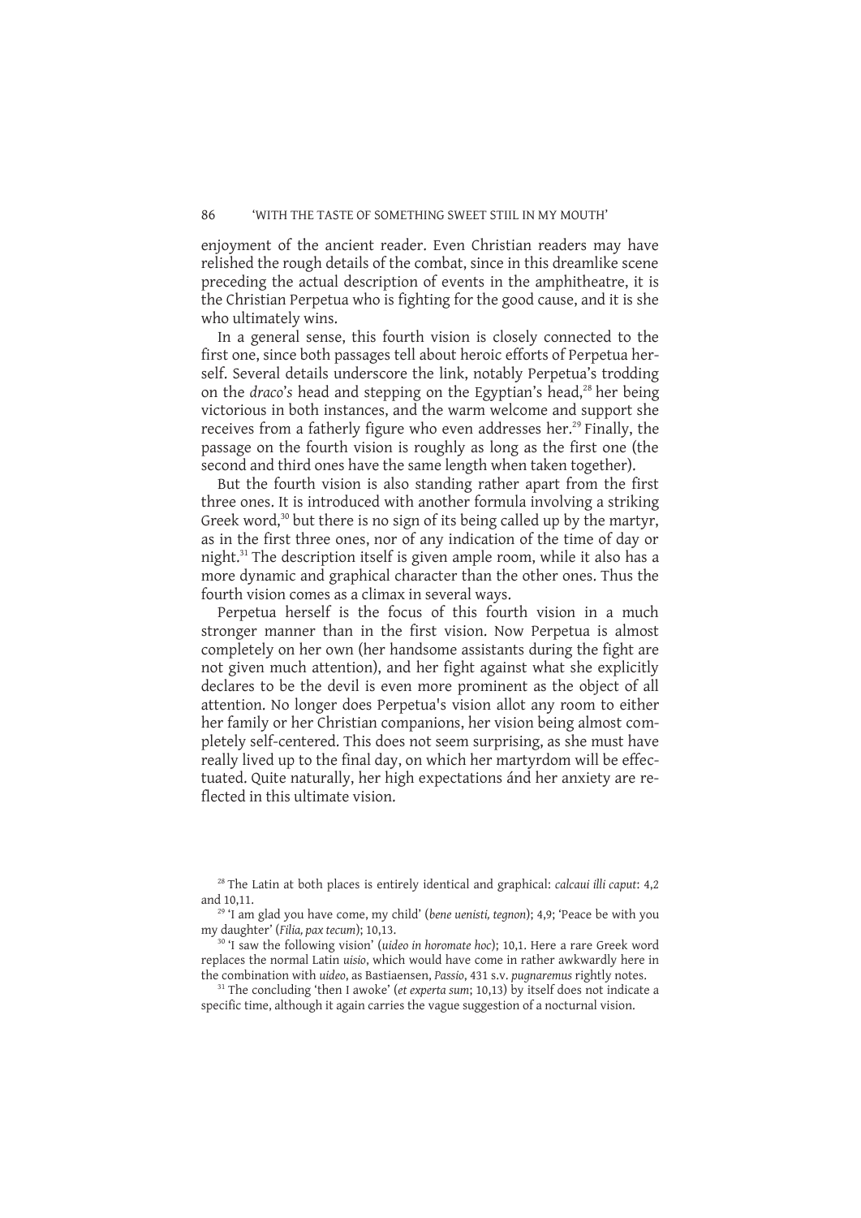enjoyment of the ancient reader. Even Christian readers may have relished the rough details of the combat, since in this dreamlike scene preceding the actual description of events in the amphitheatre, it is the Christian Perpetua who is fighting for the good cause, and it is she who ultimately wins.

In a general sense, this fourth vision is closely connected to the first one, since both passages tell about heroic efforts of Perpetua herself. Several details underscore the link, notably Perpetua's trodding on the *draco*'s head and stepping on the Egyptian's head,[28] her being victorious in both instances, and the warm welcome and support she receives from a fatherly figure who even addresses her.[29] Finally, the passage on the fourth vision is roughly as long as the first one (the second and third ones have the same length when taken together).

But the fourth vision is also standing rather apart from the first three ones. It is introduced with another formula involving a striking Greek word,[30] but there is no sign of its being called up by the martyr, as in the first three ones, nor of any indication of the time of day or night.[31] The description itself is given ample room, while it also has a more dynamic and graphical character than the other ones. Thus the fourth vision comes as a climax in several ways.

Perpetua herself is the focus of this fourth vision in a much stronger manner than in the first vision. Now Perpetua is almost completely on her own (her handsome assistants during the fight are not given much attention), and her fight against what she explicitly declares to be the devil is even more prominent as the object of all attention. No longer does Perpetua's vision allot any room to either her family or her Christian companions, her vision being almost completely self-centered. This does not seem surprising, as she must have really lived up to the final day, on which her martyrdom will be effectuated. Quite naturally, her high expectations ánd her anxiety are reflected in this ultimate vision.

[28] The Latin at both places is entirely identical and graphical: *calcaui illi caput*: 4,2 and 10,11.

[29] 'I am glad you have come, my child' (*bene uenisti, tegnon*); 4,9; 'Peace be with you my daughter' (*Filia, pax tecum*); 10,13.

[30] 'I saw the following vision' (*uideo in horomate hoc*); 10,1. Here a rare Greek word replaces the normal Latin *uisio*, which would have come in rather awkwardly here in the combination with *uideo*, as Bastiaensen, *Passio*, 431 s.v. *pugnaremus* rightly notes.

[31] The concluding 'then I awoke' (*et experta sum*; 10,13) by itself does not indicate a specific time, although it again carries the vague suggestion of a nocturnal vision.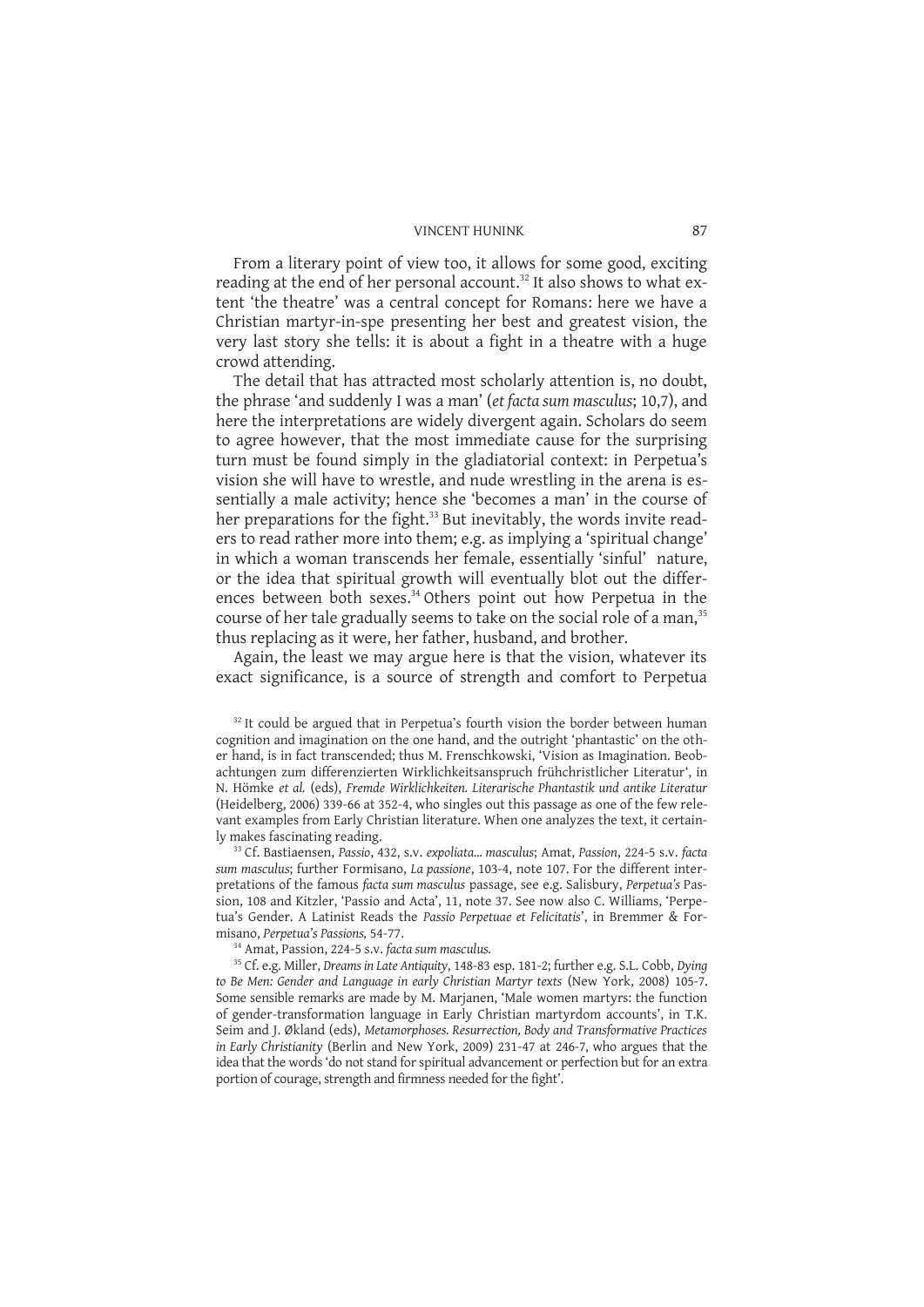From a literary point of view too, it allows for some good, exciting reading at the end of her personal account.[32] It also shows to what extent 'the theatre' was a central concept for Romans: here we have a Christian martyr-in-spe presenting her best and greatest vision, the very last story she tells: it is about a fight in a theatre with a huge crowd attending.

The detail that has attracted most scholarly attention is, no doubt, the phrase 'and suddenly I was a man' (*et facta sum masculus*; 10,7), and here the interpretations are widely divergent again. Scholars do seem to agree however, that the most immediate cause for the surprising turn must be found simply in the gladiatorial context: in Perpetua's vision she will have to wrestle, and nude wrestling in the arena is essentially a male activity; hence she 'becomes a man' in the course of her preparations for the fight.[33] But inevitably, the words invite readers to read rather more into them; e.g. as implying a 'spiritual change' in which a woman transcends her female, essentially 'sinful' nature, or the idea that spiritual growth will eventually blot out the differences between both sexes.[34] Others point out how Perpetua in the course of her tale gradually seems to take on the social role of a man,[35] thus replacing as it were, her father, husband, and brother.

Again, the least we may argue here is that the vision, whatever its exact significance, is a source of strength and comfort to Perpetua

---

[32] It could be argued that in Perpetua's fourth vision the border between human cognition and imagination on the one hand, and the outright 'phantastic' on the other hand, is in fact transcended; thus M. Frenschkowski, 'Vision as Imagination. Beobachtungen zum differenzierten Wirklichkeitsanspruch frühchristlicher Literatur', in N. Hömke *et al.* (eds), *Fremde Wirklichkeiten. Literarische Phantastik und antike Literatur* (Heidelberg, 2006) 339-66 at 352-4, who singles out this passage as one of the few relevant examples from Early Christian literature. When one analyzes the text, it certainly makes fascinating reading.

[33] Cf. Bastiaensen, *Passio*, 432, s.v. *expoliata... masculus*; Amat, *Passion*, 224-5 s.v. *facta sum masculus*; further Formisano, *La passione*, 103-4, note 107. For the different interpretations of the famous *facta sum masculus* passage, see e.g. Salisbury, *Perpetua's* Passion, 108 and Kitzler, 'Passio and Acta', 11, note 37. See now also C. Williams, 'Perpetua's Gender. A Latinist Reads the *Passio Perpetuae et Felicitatis*', in Bremmer & Formisano, *Perpetua's Passions*, 54-77.

[34] Amat, Passion, 224-5 s.v. *facta sum masculus*.

[35] Cf. e.g. Miller, *Dreams in Late Antiquity*, 148-83 esp. 181-2; further e.g. S.L. Cobb, *Dying to Be Men: Gender and Language in early Christian Martyr texts* (New York, 2008) 105-7. Some sensible remarks are made by M. Marjanen, 'Male women martyrs: the function of gender-transformation language in Early Christian martyrdom accounts', in T.K. Seim and J. Økland (eds), *Metamorphoses. Resurrection, Body and Transformative Practices in Early Christianity* (Berlin and New York, 2009) 231-47 at 246-7, who argues that the idea that the words 'do not stand for spiritual advancement or perfection but for an extra portion of courage, strength and firmness needed for the fight'.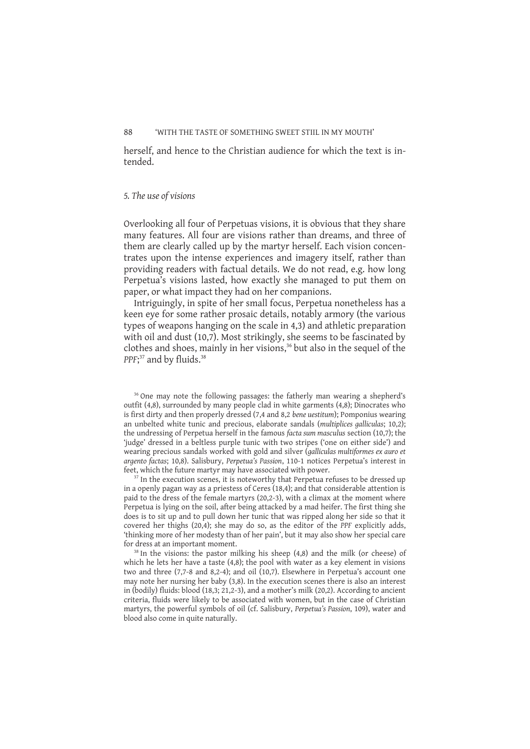herself, and hence to the Christian audience for which the text is intended.

### *5. The use of visions*

Overlooking all four of Perpetuas visions, it is obvious that they share many features. All four are visions rather than dreams, and three of them are clearly called up by the martyr herself. Each vision concentrates upon the intense experiences and imagery itself, rather than providing readers with factual details. We do not read, e.g. how long Perpetua's visions lasted, how exactly she managed to put them on paper, or what impact they had on her companions.

Intriguingly, in spite of her small focus, Perpetua nonetheless has a keen eye for some rather prosaic details, notably armory (the various types of weapons hanging on the scale in 4,3) and athletic preparation with oil and dust (10,7). Most strikingly, she seems to be fascinated by clothes and shoes, mainly in her visions,[36] but also in the sequel of the *PPF*;[37] and by fluids.[38]

---

[36] One may note the following passages: the fatherly man wearing a shepherd's outfit (4,8), surrounded by many people clad in white garments (4,8); Dinocrates who is first dirty and then properly dressed (7,4 and 8,2 *bene uestitum*); Pomponius wearing an unbelted white tunic and precious, elaborate sandals (*multiplices gallicula*s; 10,2); the undressing of Perpetua herself in the famous *facta sum masculus* section (10,7); the 'judge' dressed in a beltless purple tunic with two stripes ('one on either side') and wearing precious sandals worked with gold and silver (*galliculas multiformes ex auro et argento factas*; 10,8). Salisbury, *Perpetua's Passion*, 110-1 notices Perpetua's interest in feet, which the future martyr may have associated with power.

[37] In the execution scenes, it is noteworthy that Perpetua refuses to be dressed up in a openly pagan way as a priestess of Ceres (18,4); and that considerable attention is paid to the dress of the female martyrs (20,2-3), with a climax at the moment where Perpetua is lying on the soil, after being attacked by a mad heifer. The first thing she does is to sit up and to pull down her tunic that was ripped along her side so that it covered her thighs (20,4); she may do so, as the editor of the *PPF* explicitly adds, 'thinking more of her modesty than of her pain', but it may also show her special care for dress at an important moment.

[38] In the visions: the pastor milking his sheep (4,8) and the milk (or cheese) of which he lets her have a taste (4,8); the pool with water as a key element in visions two and three (7,7-8 and 8,2-4); and oil (10,7). Elsewhere in Perpetua's account one may note her nursing her baby (3,8). In the execution scenes there is also an interest in (bodily) fluids: blood (18,3; 21,2-3), and a mother's milk (20,2). According to ancient criteria, fluids were likely to be associated with women, but in the case of Christian martyrs, the powerful symbols of oil (cf. Salisbury, *Perpetua's Passion*, 109), water and blood also come in quite naturally.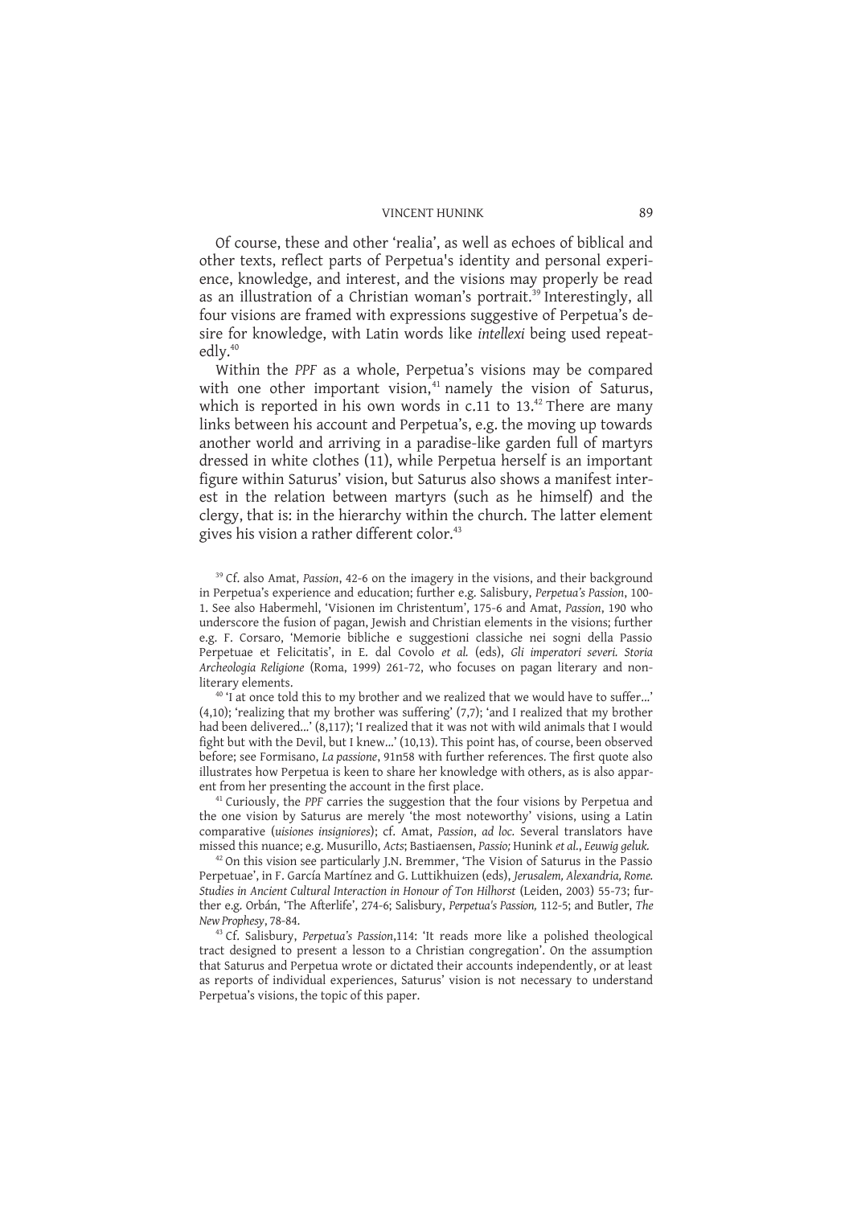Of course, these and other 'realia', as well as echoes of biblical and other texts, reflect parts of Perpetua's identity and personal experience, knowledge, and interest, and the visions may properly be read as an illustration of a Christian woman's portrait.[39] Interestingly, all four visions are framed with expressions suggestive of Perpetua's desire for knowledge, with Latin words like *intellexi* being used repeatedly.[40]

Within the *PPF* as a whole, Perpetua's visions may be compared with one other important vision,[41] namely the vision of Saturus, which is reported in his own words in c.11 to 13.[42] There are many links between his account and Perpetua's, e.g. the moving up towards another world and arriving in a paradise-like garden full of martyrs dressed in white clothes (11), while Perpetua herself is an important figure within Saturus' vision, but Saturus also shows a manifest interest in the relation between martyrs (such as he himself) and the clergy, that is: in the hierarchy within the church. The latter element gives his vision a rather different color.[43]

---

[39] Cf. also Amat, *Passion*, 42-6 on the imagery in the visions, and their background in Perpetua's experience and education; further e.g. Salisbury, *Perpetua's Passion*, 100-1. See also Habermehl, 'Visionen im Christentum', 175-6 and Amat, *Passion*, 190 who underscore the fusion of pagan, Jewish and Christian elements in the visions; further e.g. F. Corsaro, 'Memorie bibliche e suggestioni classiche nei sogni della Passio Perpetuae et Felicitatis', in E. dal Covolo *et al.* (eds), *Gli imperatori severi. Storia Archeologia Religione* (Roma, 1999) 261-72, who focuses on pagan literary and non-literary elements.

[40] 'I at once told this to my brother and we realized that we would have to suffer...' (4,10); 'realizing that my brother was suffering' (7,7); 'and I realized that my brother had been delivered...' (8,117); 'I realized that it was not with wild animals that I would fight but with the Devil, but I knew...' (10,13). This point has, of course, been observed before; see Formisano, *La passione*, 91n58 with further references. The first quote also illustrates how Perpetua is keen to share her knowledge with others, as is also apparent from her presenting the account in the first place.

[41] Curiously, the *PPF* carries the suggestion that the four visions by Perpetua and the one vision by Saturus are merely 'the most noteworthy' visions, using a Latin comparative (*uisiones insigniores*); cf. Amat, *Passion*, *ad loc.* Several translators have missed this nuance; e.g. Musurillo, *Acts*; Bastiaensen, *Passio;* Hunink *et al.*, *Eeuwig geluk.*

[42] On this vision see particularly J.N. Bremmer, 'The Vision of Saturus in the Passio Perpetuae', in F. García Martínez and G. Luttikhuizen (eds), *Jerusalem, Alexandria, Rome. Studies in Ancient Cultural Interaction in Honour of Ton Hilhorst* (Leiden, 2003) 55-73; further e.g. Orbán, 'The Afterlife', 274-6; Salisbury, *Perpetua's Passion,* 112-5; and Butler, *The New Prophesy*, 78-84.

[43] Cf. Salisbury, *Perpetua's Passion*,114: 'It reads more like a polished theological tract designed to present a lesson to a Christian congregation'. On the assumption that Saturus and Perpetua wrote or dictated their accounts independently, or at least as reports of individual experiences, Saturus' vision is not necessary to understand Perpetua's visions, the topic of this paper.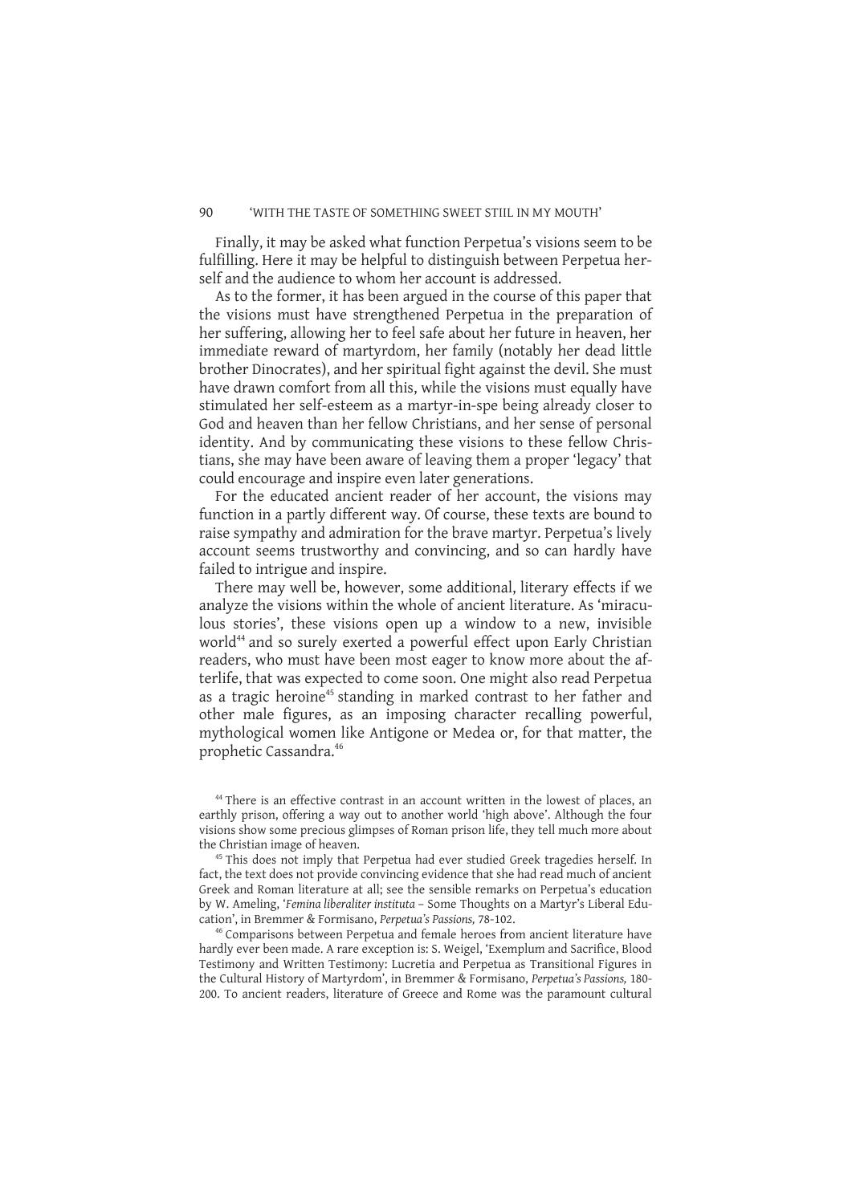Finally, it may be asked what function Perpetua's visions seem to be fulfilling. Here it may be helpful to distinguish between Perpetua herself and the audience to whom her account is addressed.

As to the former, it has been argued in the course of this paper that the visions must have strengthened Perpetua in the preparation of her suffering, allowing her to feel safe about her future in heaven, her immediate reward of martyrdom, her family (notably her dead little brother Dinocrates), and her spiritual fight against the devil. She must have drawn comfort from all this, while the visions must equally have stimulated her self-esteem as a martyr-in-spe being already closer to God and heaven than her fellow Christians, and her sense of personal identity. And by communicating these visions to these fellow Christians, she may have been aware of leaving them a proper 'legacy' that could encourage and inspire even later generations.

For the educated ancient reader of her account, the visions may function in a partly different way. Of course, these texts are bound to raise sympathy and admiration for the brave martyr. Perpetua's lively account seems trustworthy and convincing, and so can hardly have failed to intrigue and inspire.

There may well be, however, some additional, literary effects if we analyze the visions within the whole of ancient literature. As 'miraculous stories', these visions open up a window to a new, invisible world[44] and so surely exerted a powerful effect upon Early Christian readers, who must have been most eager to know more about the afterlife, that was expected to come soon. One might also read Perpetua as a tragic heroine[45] standing in marked contrast to her father and other male figures, as an imposing character recalling powerful, mythological women like Antigone or Medea or, for that matter, the prophetic Cassandra.[46]

[44] There is an effective contrast in an account written in the lowest of places, an earthly prison, offering a way out to another world 'high above'. Although the four visions show some precious glimpses of Roman prison life, they tell much more about the Christian image of heaven.

[45] This does not imply that Perpetua had ever studied Greek tragedies herself. In fact, the text does not provide convincing evidence that she had read much of ancient Greek and Roman literature at all; see the sensible remarks on Perpetua's education by W. Ameling, '*Femina liberaliter instituta* – Some Thoughts on a Martyr's Liberal Education', in Bremmer & Formisano, *Perpetua's Passions,* 78-102.

[46] Comparisons between Perpetua and female heroes from ancient literature have hardly ever been made. A rare exception is: S. Weigel, 'Exemplum and Sacrifice, Blood Testimony and Written Testimony: Lucretia and Perpetua as Transitional Figures in the Cultural History of Martyrdom', in Bremmer & Formisano, *Perpetua's Passions,* 180-200. To ancient readers, literature of Greece and Rome was the paramount cultural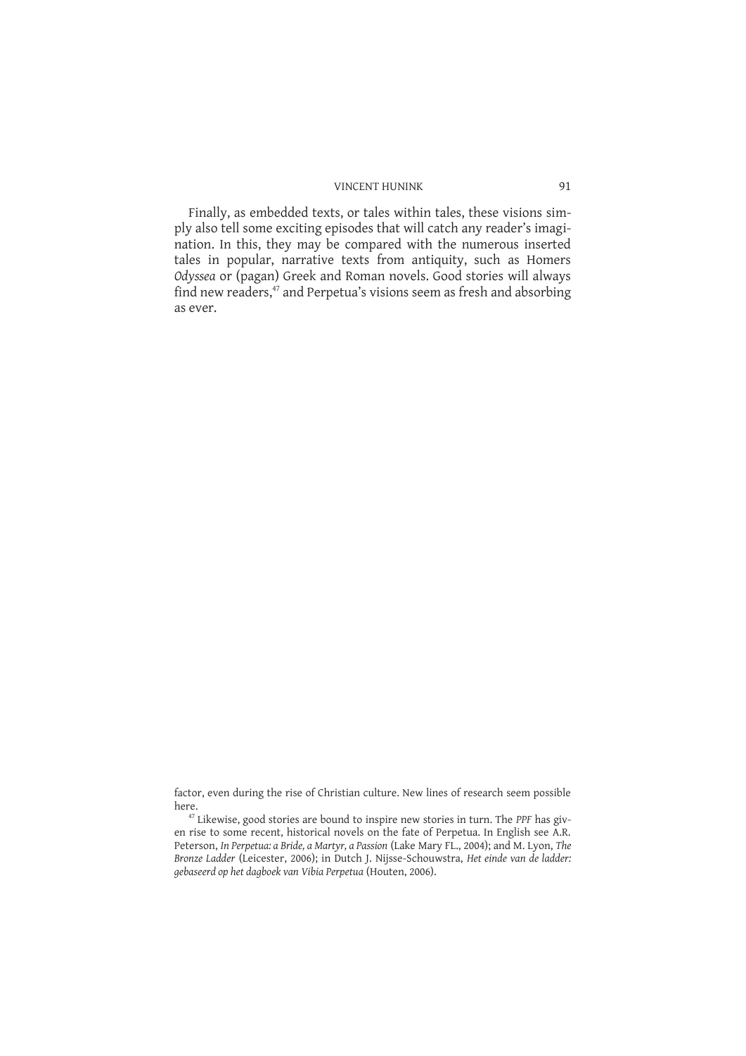Finally, as embedded texts, or tales within tales, these visions simply also tell some exciting episodes that will catch any reader's imagination. In this, they may be compared with the numerous inserted tales in popular, narrative texts from antiquity, such as Homers *Odyssea* or (pagan) Greek and Roman novels. Good stories will always find new readers,[47] and Perpetua's visions seem as fresh and absorbing as ever.

factor, even during the rise of Christian culture. New lines of research seem possible here.

[47] Likewise, good stories are bound to inspire new stories in turn. The *PPF* has given rise to some recent, historical novels on the fate of Perpetua. In English see A.R. Peterson, *In Perpetua: a Bride, a Martyr, a Passion* (Lake Mary FL., 2004); and M. Lyon, *The Bronze Ladder* (Leicester, 2006); in Dutch J. Nijsse-Schouwstra, *Het einde van de ladder: gebaseerd op het dagboek van Vibia Perpetua* (Houten, 2006).